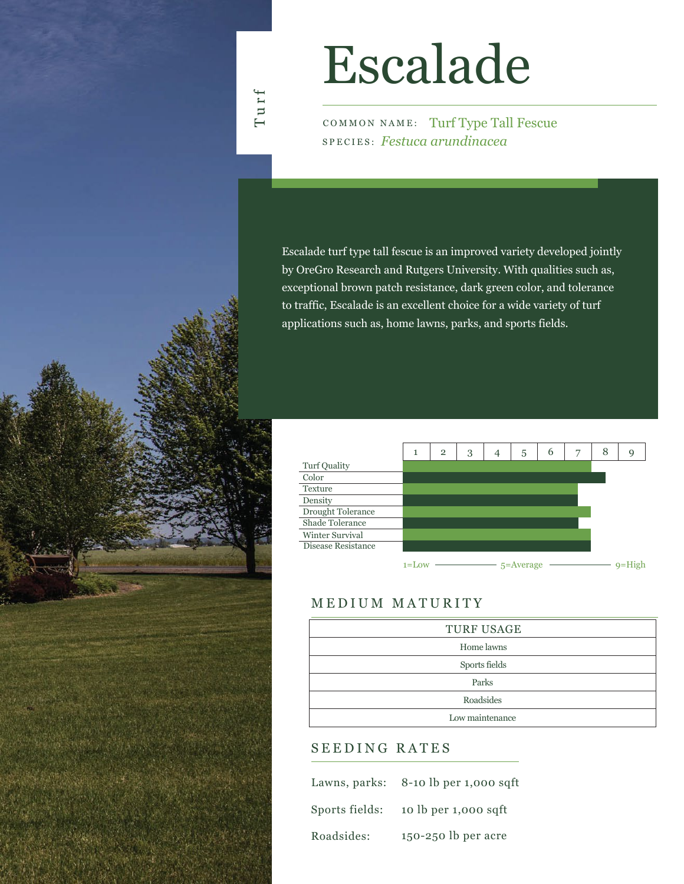Turf

# Escalade

COMMON NAME: Turf Type Tall Fescue

SPECIES: *Festuca arundinacea*

Escalade turf type tall fescue is an improved variety developed jointly by OreGro Research and Rutgers University. With qualities such as, exceptional brown patch resistance, dark green color, and tolerance to traffic, Escalade is an excellent choice for a wide variety of turf applications such as, home lawns, parks, and sports fields.

| Attribute | Rating (1–9) |
|---|---|
| Turf Quality | 7 |
| Color | 7.5 |
| Texture | 6.5 |
| Density | 6.5 |
| Drought Tolerance | 7 |
| Shade Tolerance | 6.5 |
| Winter Survival | 7 |
| Disease Resistance | 7 |

1=Low — 5=Average — 9=High

## MEDIUM MATURITY

| TURF USAGE |
|---|
| Home lawns |
| Sports fields |
| Parks |
| Roadsides |
| Low maintenance |

## SEEDING RATES

| | |
|---|---|
| Lawns, parks: | 8-10 lb per 1,000 sqft |
| Sports fields: | 10 lb per 1,000 sqft |
| Roadsides: | 150-250 lb per acre |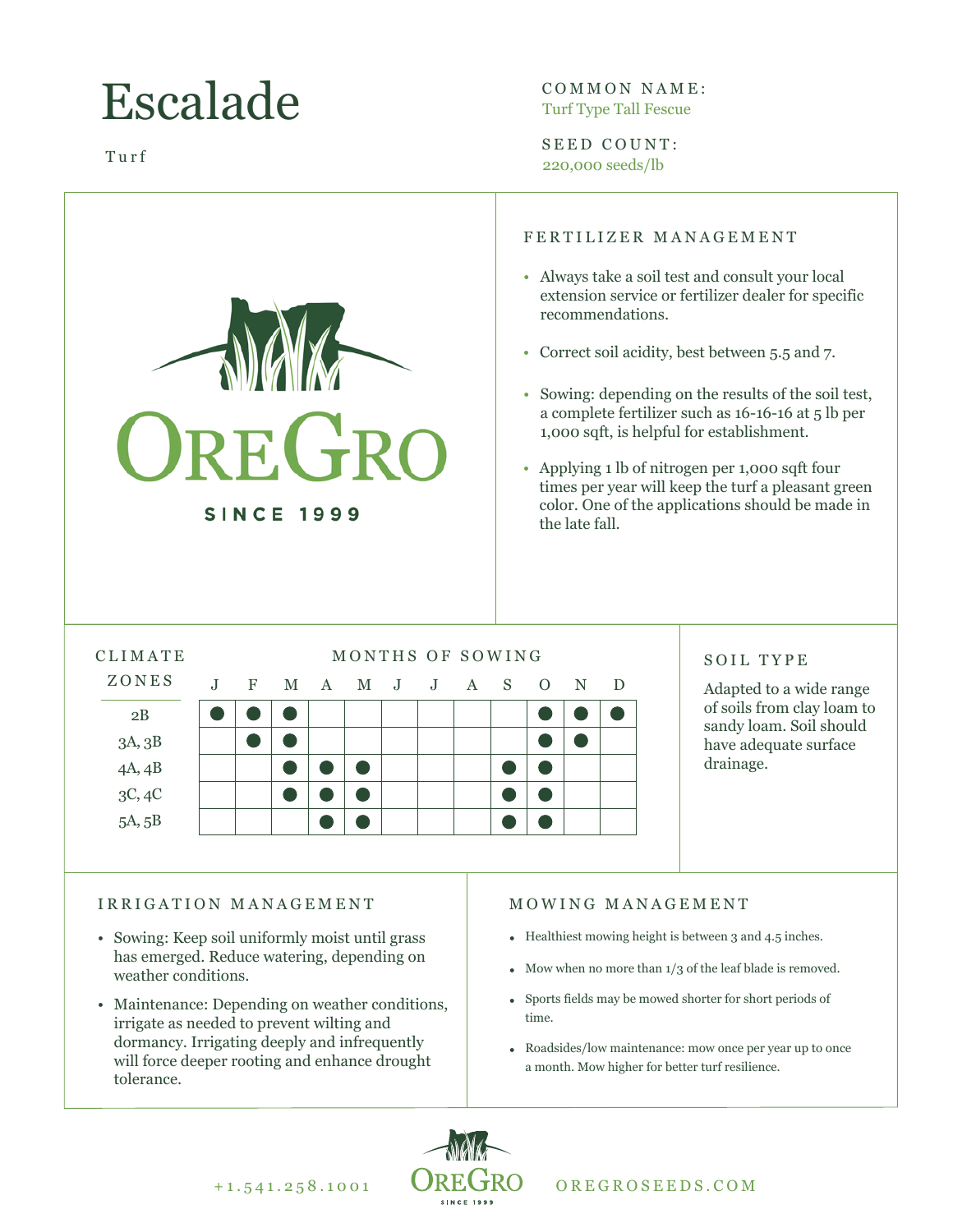# Escalade

Turf

COMMON NAME:
Turf Type Tall Fescue

SEED COUNT:
220,000 seeds/lb

OreGro
SINCE 1999

## FERTILIZER MANAGEMENT

- Always take a soil test and consult your local extension service or fertilizer dealer for specific recommendations.
- Correct soil acidity, best between 5.5 and 7.
- Sowing: depending on the results of the soil test, a complete fertilizer such as 16-16-16 at 5 lb per 1,000 sqft, is helpful for establishment.
- Applying 1 lb of nitrogen per 1,000 sqft four times per year will keep the turf a pleasant green color. One of the applications should be made in the late fall.

## MONTHS OF SOWING

| CLIMATE ZONES | J | F | M | A | M | J | J | A | S | O | N | D |
|---|---|---|---|---|---|---|---|---|---|---|---|---|
| 2B | ● | ● | ● | | | | | | | ● | ● | ● |
| 3A, 3B | | ● | ● | | | | | | | ● | ● | |
| 4A, 4B | | | ● | ● | ● | | | | ● | ● | | |
| 3C, 4C | | | ● | ● | ● | | | | ● | ● | | |
| 5A, 5B | | | | ● | ● | | | | ● | ● | | |

## SOIL TYPE

Adapted to a wide range of soils from clay loam to sandy loam. Soil should have adequate surface drainage.

## IRRIGATION MANAGEMENT

- Sowing: Keep soil uniformly moist until grass has emerged. Reduce watering, depending on weather conditions.
- Maintenance: Depending on weather conditions, irrigate as needed to prevent wilting and dormancy. Irrigating deeply and infrequently will force deeper rooting and enhance drought tolerance.

## MOWING MANAGEMENT

- Healthiest mowing height is between 3 and 4.5 inches.
- Mow when no more than 1/3 of the leaf blade is removed.
- Sports fields may be mowed shorter for short periods of time.
- Roadsides/low maintenance: mow once per year up to once a month. Mow higher for better turf resilience.

+1.541.258.1001 OreGro SINCE 1999 OREGROSEEDS.COM